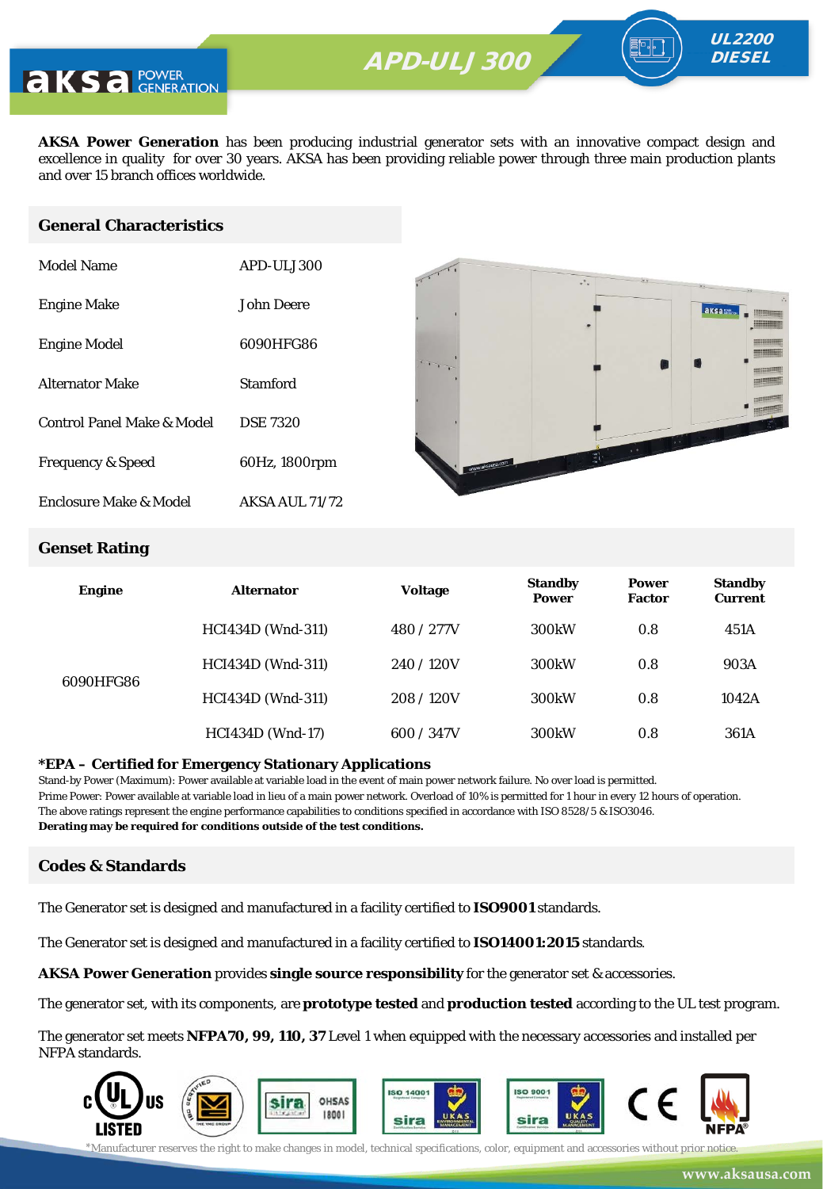# APD-ULJ 300

UL2200 DIESEL

**AKSA Power Generation** has been producing industrial generator sets with an innovative compact design and excellence in quality for over 30 years. AKSA has been providing reliable power through three main production plants and over 15 branch offices worldwide.

## General Characteristics

| | |
|---|---|
| Model Name | APD-ULJ 300 |
| Engine Make | John Deere |
| Engine Model | 6090HFG86 |
| Alternator Make | Stamford |
| Control Panel Make & Model | DSE 7320 |
| Frequency & Speed | 60Hz, 1800rpm |
| Enclosure Make & Model | AKSA AUL 71/72 |

## Genset Rating

| Engine | Alternator | Voltage | Standby Power | Power Factor | Standby Current |
|---|---|---|---|---|---|
| 6090HFG86 | HCI434D (Wnd-311) | 480 / 277V | 300kW | 0.8 | 451A |
| | HCI434D (Wnd-311) | 240 / 120V | 300kW | 0.8 | 903A |
| | HCI434D (Wnd-311) | 208 / 120V | 300kW | 0.8 | 1042A |
| | HCI434D (Wnd-17) | 600 / 347V | 300kW | 0.8 | 361A |

**\*EPA – Certified for Emergency Stationary Applications**

Stand-by Power (Maximum): Power available at variable load in the event of main power network failure. No over load is permitted.
Prime Power: Power available at variable load in lieu of a main power network. Overload of 10% is permitted for 1 hour in every 12 hours of operation.
The above ratings represent the engine performance capabilities to conditions specified in accordance with ISO 8528/5 & ISO3046.
**Derating may be required for conditions outside of the test conditions.**

## Codes & Standards

The Generator set is designed and manufactured in a facility certified to **ISO9001** standards.

The Generator set is designed and manufactured in a facility certified to **ISO14001:2015** standards.

**AKSA Power Generation** provides **single source responsibility** for the generator set & accessories.

The generator set, with its components, are **prototype tested** and **production tested** according to the UL test program.

The generator set meets **NFPA70, 99, 110, 37** Level 1 when equipped with the necessary accessories and installed per NFPA standards.

*Manufacturer reserves the right to make changes in model, technical specifications, color, equipment and accessories without prior notice.

www.aksausa.com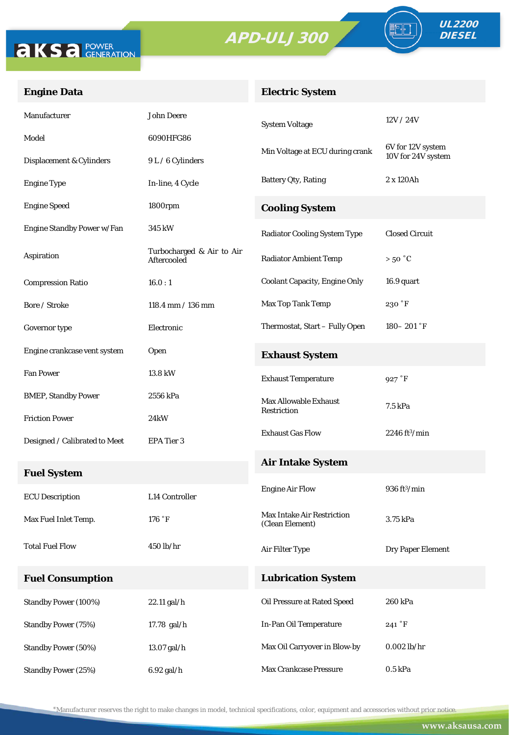aksa POWER GENERATION

# APD-ULJ 300

**UL2200 DIESEL**

## Engine Data

| | |
|---|---|
| Manufacturer | John Deere |
| Model | 6090HFG86 |
| Displacement & Cylinders | 9 L / 6 Cylinders |
| Engine Type | In-line, 4 Cycle |
| Engine Speed | 1800rpm |
| Engine Standby Power w/Fan | 345 kW |
| Aspiration | Turbocharged & Air to Air Aftercooled |
| Compression Ratio | 16.0 : 1 |
| Bore / Stroke | 118.4 mm / 136 mm |
| Governor type | Electronic |
| Engine crankcase vent system | Open |
| Fan Power | 13.8 kW |
| BMEP, Standby Power | 2556 kPa |
| Friction Power | 24kW |
| Designed / Calibrated to Meet | EPA Tier 3 |

## Fuel System

| | |
|---|---|
| ECU Description | L14 Controller |
| Max Fuel Inlet Temp. | 176 ˚F |
| Total Fuel Flow | 450 lb/hr |

## Fuel Consumption

| | |
|---|---|
| Standby Power (100%) | 22.11 gal/h |
| Standby Power (75%) | 17.78 gal/h |
| Standby Power (50%) | 13.07 gal/h |
| Standby Power (25%) | 6.92 gal/h |

## Electric System

| | |
|---|---|
| System Voltage | 12V / 24V |
| Min Voltage at ECU during crank | 6V for 12V system<br>10V for 24V system |
| Battery Qty, Rating | 2 x 120Ah |

## Cooling System

| | |
|---|---|
| Radiator Cooling System Type | Closed Circuit |
| Radiator Ambient Temp | > 50 ˚C |
| Coolant Capacity, Engine Only | 16.9 quart |
| Max Top Tank Temp | 230 ˚F |
| Thermostat, Start – Fully Open | 180– 201 ˚F |

## Exhaust System

| | |
|---|---|
| Exhaust Temperature | 927 ˚F |
| Max Allowable Exhaust Restriction | 7.5 kPa |
| Exhaust Gas Flow | 2246 ft³/min |

## Air Intake System

| | |
|---|---|
| Engine Air Flow | 936 ft³/min |
| Max Intake Air Restriction (Clean Element) | 3.75 kPa |
| Air Filter Type | Dry Paper Element |

## Lubrication System

| | |
|---|---|
| Oil Pressure at Rated Speed | 260 kPa |
| In-Pan Oil Temperature | 241 ˚F |
| Max Oil Carryover in Blow-by | 0.002 lb/hr |
| Max Crankcase Pressure | 0.5 kPa |

*Manufacturer reserves the right to make changes in model, technical specifications, color, equipment and accessories without prior notice.

www.aksausa.com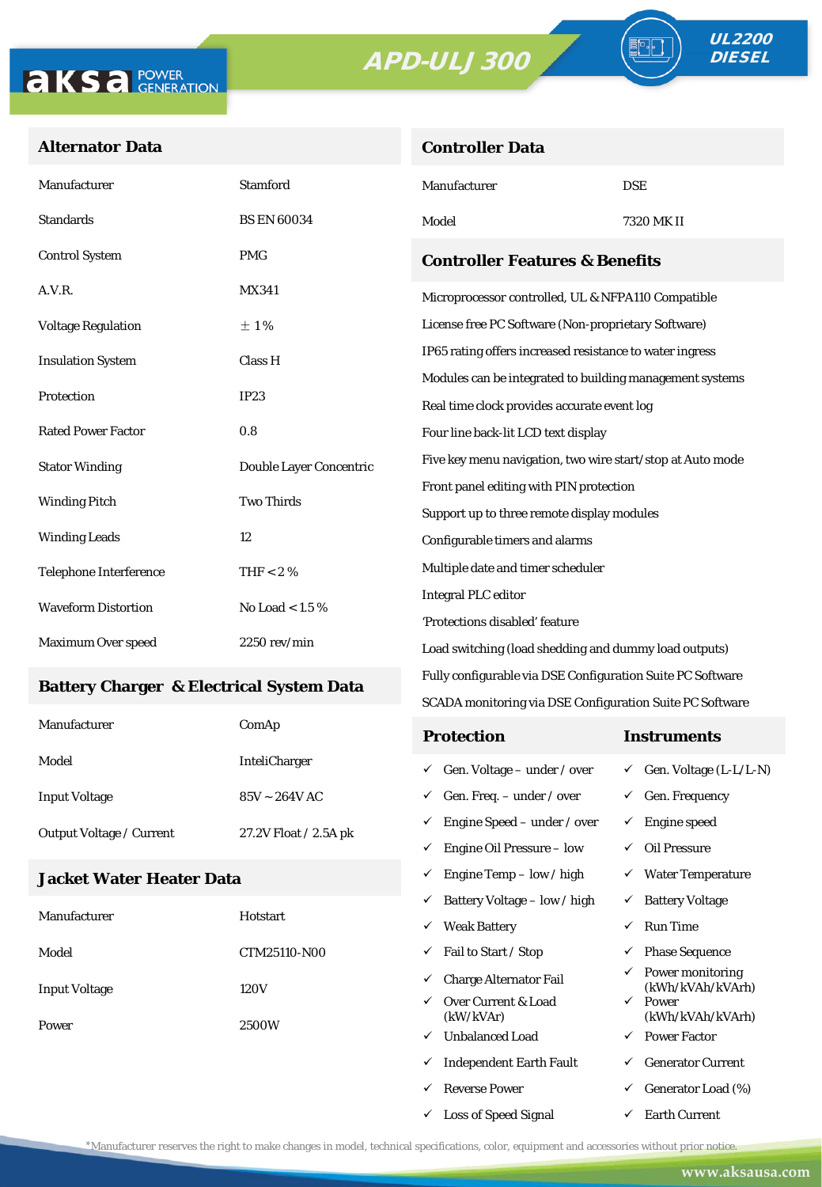# APD-ULJ 300

**UL2200 DIESEL**

## Alternator Data

| | |
|---|---|
| Manufacturer | Stamford |
| Standards | BS EN 60034 |
| Control System | PMG |
| A.V.R. | MX341 |
| Voltage Regulation | ± 1 % |
| Insulation System | Class H |
| Protection | IP23 |
| Rated Power Factor | 0.8 |
| Stator Winding | Double Layer Concentric |
| Winding Pitch | Two Thirds |
| Winding Leads | 12 |
| Telephone Interference | THF < 2 % |
| Waveform Distortion | No Load < 1.5 % |
| Maximum Over speed | 2250 rev/min |

## Battery Charger & Electrical System Data

| | |
|---|---|
| Manufacturer | ComAp |
| Model | InteliCharger |
| Input Voltage | 85V ~ 264V AC |
| Output Voltage / Current | 27.2V Float / 2.5A pk |

## Jacket Water Heater Data

| | |
|---|---|
| Manufacturer | Hotstart |
| Model | CTM25110-N00 |
| Input Voltage | 120V |
| Power | 2500W |

## Controller Data

| | |
|---|---|
| Manufacturer | DSE |
| Model | 7320 MK II |

## Controller Features & Benefits

- Microprocessor controlled, UL & NFPA110 Compatible
- License free PC Software (Non-proprietary Software)
- IP65 rating offers increased resistance to water ingress
- Modules can be integrated to building management systems
- Real time clock provides accurate event log
- Four line back-lit LCD text display
- Five key menu navigation, two wire start/stop at Auto mode
- Front panel editing with PIN protection
- Support up to three remote display modules
- Configurable timers and alarms
- Multiple date and timer scheduler
- Integral PLC editor
- 'Protections disabled' feature
- Load switching (load shedding and dummy load outputs)
- Fully configurable via DSE Configuration Suite PC Software
- SCADA monitoring via DSE Configuration Suite PC Software

| Protection | Instruments |
|---|---|
| ✓ Gen. Voltage – under / over | ✓ Gen. Voltage (L-L/L-N) |
| ✓ Gen. Freq. – under / over | ✓ Gen. Frequency |
| ✓ Engine Speed – under / over | ✓ Engine speed |
| ✓ Engine Oil Pressure – low | ✓ Oil Pressure |
| ✓ Engine Temp – low / high | ✓ Water Temperature |
| ✓ Battery Voltage – low / high | ✓ Battery Voltage |
| ✓ Weak Battery | ✓ Run Time |
| ✓ Fail to Start / Stop | ✓ Phase Sequence |
| ✓ Charge Alternator Fail | ✓ Power monitoring (kWh/kVAh/kVArh) |
| ✓ Over Current & Load (kW/kVAr) | ✓ Power (kWh/kVAh/kVArh) |
| ✓ Unbalanced Load | ✓ Power Factor |
| ✓ Independent Earth Fault | ✓ Generator Current |
| ✓ Reverse Power | ✓ Generator Load (%) |
| ✓ Loss of Speed Signal | ✓ Earth Current |

*Manufacturer reserves the right to make changes in model, technical specifications, color, equipment and accessories without prior notice.

www.aksausa.com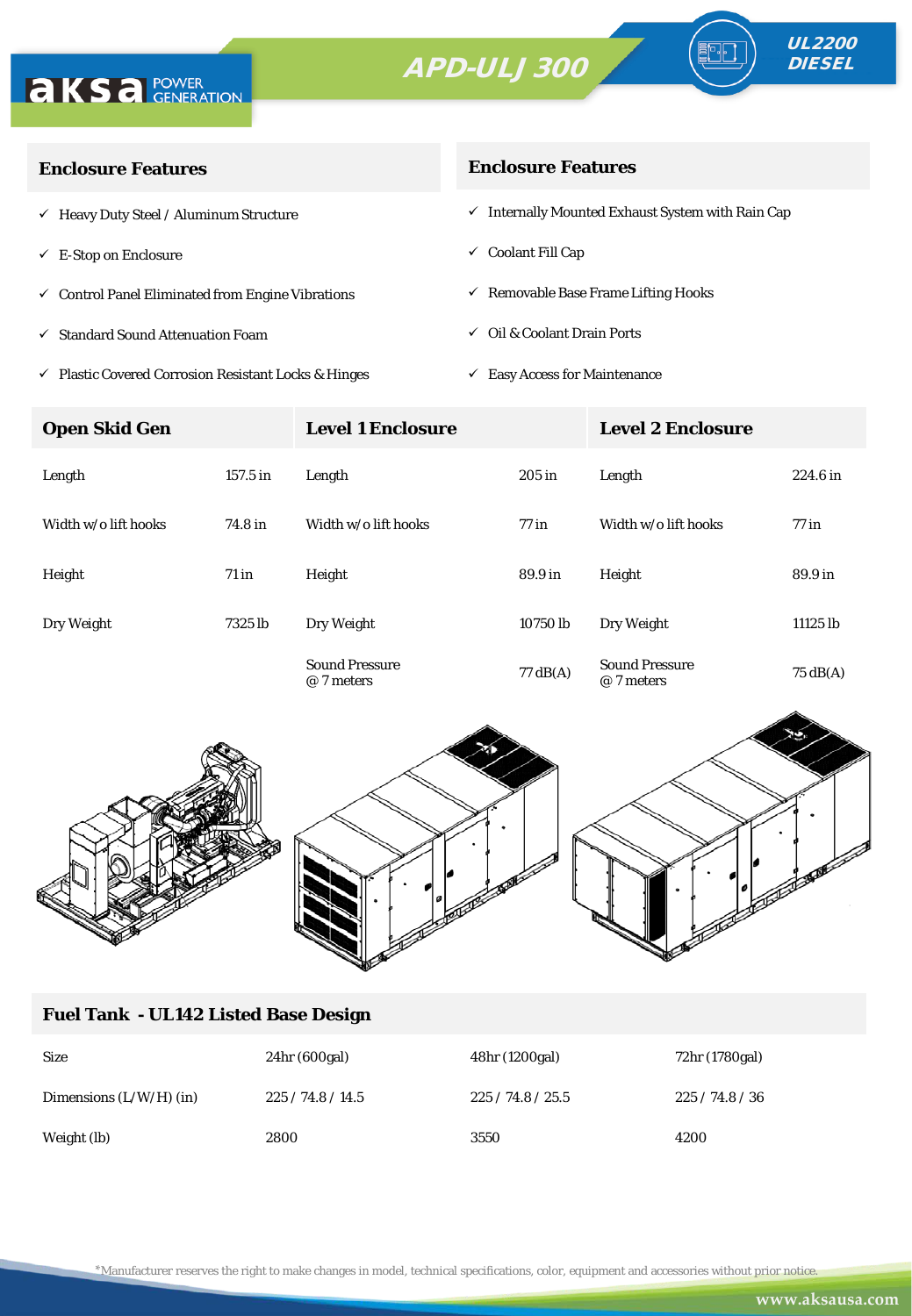# APD-ULJ 300

**UL2200 DIESEL**

## Enclosure Features

- ✓ Heavy Duty Steel / Aluminum Structure
- ✓ E-Stop on Enclosure
- ✓ Control Panel Eliminated from Engine Vibrations
- ✓ Standard Sound Attenuation Foam
- ✓ Plastic Covered Corrosion Resistant Locks & Hinges

## Enclosure Features

- ✓ Internally Mounted Exhaust System with Rain Cap
- ✓ Coolant Fill Cap
- ✓ Removable Base Frame Lifting Hooks
- ✓ Oil & Coolant Drain Ports
- ✓ Easy Access for Maintenance

| Open Skid Gen | | Level 1 Enclosure | | Level 2 Enclosure | |
|---|---|---|---|---|---|
| Length | 157.5 in | Length | 205 in | Length | 224.6 in |
| Width w/o lift hooks | 74.8 in | Width w/o lift hooks | 77 in | Width w/o lift hooks | 77 in |
| Height | 71 in | Height | 89.9 in | Height | 89.9 in |
| Dry Weight | 7325 lb | Dry Weight | 10750 lb | Dry Weight | 11125 lb |
| | | Sound Pressure @ 7 meters | 77 dB(A) | Sound Pressure @ 7 meters | 75 dB(A) |

## Fuel Tank - UL142 Listed Base Design

| Size | 24hr (600gal) | 48hr (1200gal) | 72hr (1780gal) |
|---|---|---|---|
| Dimensions (L/W/H) (in) | 225 / 74.8 / 14.5 | 225 / 74.8 / 25.5 | 225 / 74.8 / 36 |
| Weight (lb) | 2800 | 3550 | 4200 |

*Manufacturer reserves the right to make changes in model, technical specifications, color, equipment and accessories without prior notice.

www.aksausa.com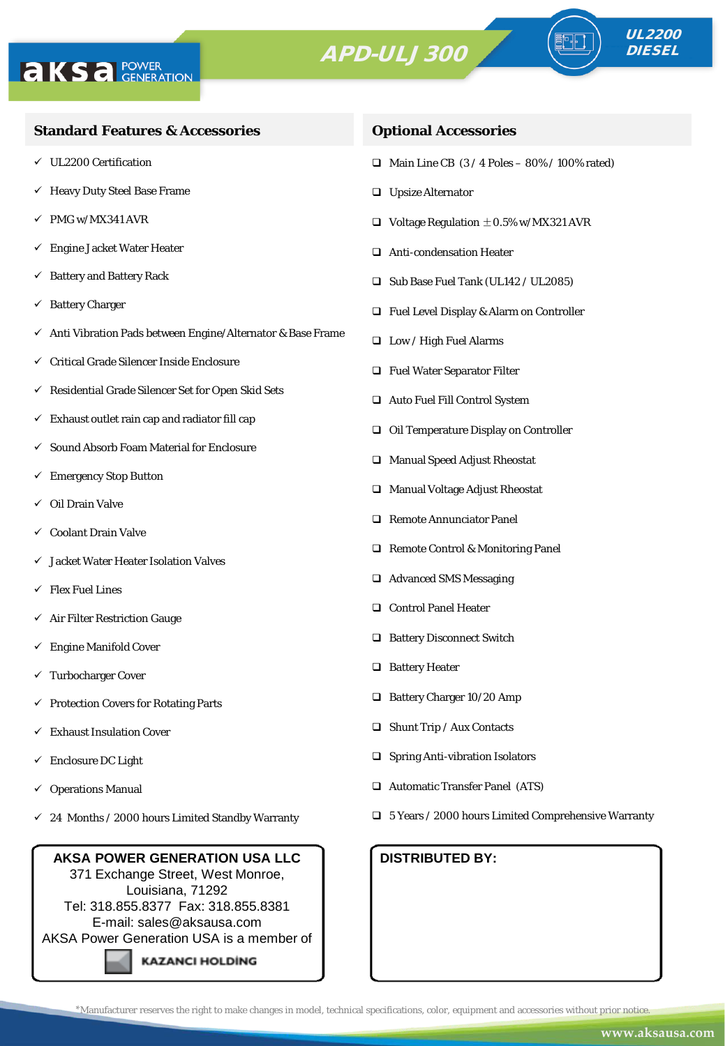aksa POWER GENERATION

**APD-ULJ 300**

**UL2200 DIESEL**

## Standard Features & Accessories

- ✓ UL2200 Certification
- ✓ Heavy Duty Steel Base Frame
- ✓ PMG w/MX341 AVR
- ✓ Engine Jacket Water Heater
- ✓ Battery and Battery Rack
- ✓ Battery Charger
- ✓ Anti Vibration Pads between Engine/Alternator & Base Frame
- ✓ Critical Grade Silencer Inside Enclosure
- ✓ Residential Grade Silencer Set for Open Skid Sets
- ✓ Exhaust outlet rain cap and radiator fill cap
- ✓ Sound Absorb Foam Material for Enclosure
- ✓ Emergency Stop Button
- ✓ Oil Drain Valve
- ✓ Coolant Drain Valve
- ✓ Jacket Water Heater Isolation Valves
- ✓ Flex Fuel Lines
- ✓ Air Filter Restriction Gauge
- ✓ Engine Manifold Cover
- ✓ Turbocharger Cover
- ✓ Protection Covers for Rotating Parts
- ✓ Exhaust Insulation Cover
- ✓ Enclosure DC Light
- ✓ Operations Manual
- ✓ 24 Months / 2000 hours Limited Standby Warranty

## Optional Accessories

- ❑ Main Line CB (3 / 4 Poles – 80% / 100% rated)
- ❑ Upsize Alternator
- ❑ Voltage Regulation ±0.5% w/MX321 AVR
- ❑ Anti-condensation Heater
- ❑ Sub Base Fuel Tank (UL142 / UL2085)
- ❑ Fuel Level Display & Alarm on Controller
- ❑ Low / High Fuel Alarms
- ❑ Fuel Water Separator Filter
- ❑ Auto Fuel Fill Control System
- ❑ Oil Temperature Display on Controller
- ❑ Manual Speed Adjust Rheostat
- ❑ Manual Voltage Adjust Rheostat
- ❑ Remote Annunciator Panel
- ❑ Remote Control & Monitoring Panel
- ❑ Advanced SMS Messaging
- ❑ Control Panel Heater
- ❑ Battery Disconnect Switch
- ❑ Battery Heater
- ❑ Battery Charger 10/20 Amp
- ❑ Shunt Trip / Aux Contacts
- ❑ Spring Anti-vibration Isolators
- ❑ Automatic Transfer Panel (ATS)
- ❑ 5 Years / 2000 hours Limited Comprehensive Warranty

**AKSA POWER GENERATION USA LLC**
371 Exchange Street, West Monroe,
Louisiana, 71292
Tel: 318.855.8377 Fax: 318.855.8381
E-mail: sales@aksausa.com
AKSA Power Generation USA is a member of
KAZANCI HOLDİNG

**DISTRIBUTED BY:**

*Manufacturer reserves the right to make changes in model, technical specifications, color, equipment and accessories without prior notice.

www.aksausa.com